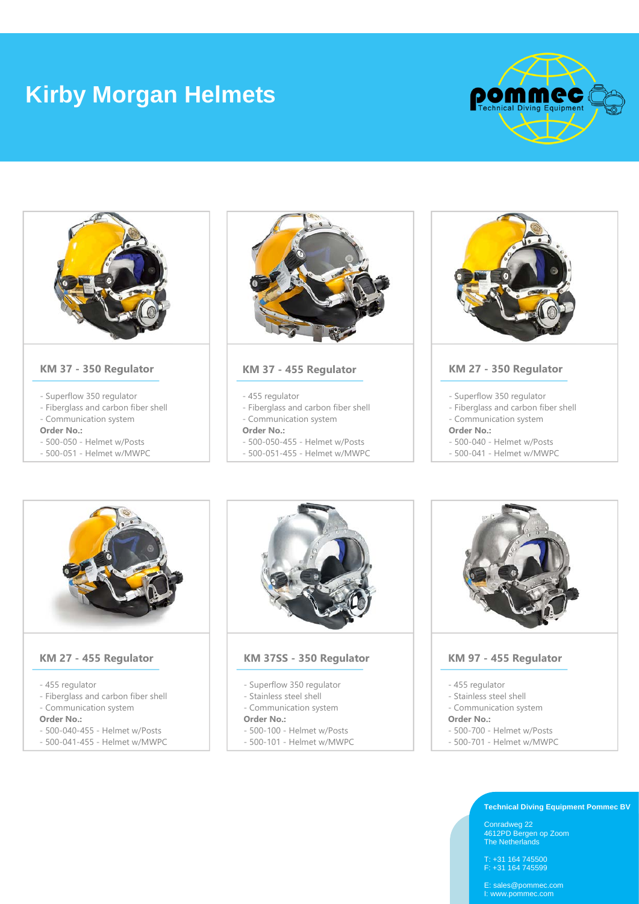# Kirby Morgan Helmets

pommec Technical Diving Equipment

### KM 37 - 350 Regulator

- Superflow 350 regulator
- Fiberglass and carbon fiber shell
- Communication system

**Order No.:**

- 500-050 - Helmet w/Posts
- 500-051 - Helmet w/MWPC

### KM 37 - 455 Regulator

- 455 regulator
- Fiberglass and carbon fiber shell
- Communication system

**Order No.:**

- 500-050-455 - Helmet w/Posts
- 500-051-455 - Helmet w/MWPC

### KM 27 - 350 Regulator

- Superflow 350 regulator
- Fiberglass and carbon fiber shell
- Communication system

**Order No.:**

- 500-040 - Helmet w/Posts
- 500-041 - Helmet w/MWPC

### KM 27 - 455 Regulator

- 455 regulator
- Fiberglass and carbon fiber shell
- Communication system

**Order No.:**

- 500-040-455 - Helmet w/Posts
- 500-041-455 - Helmet w/MWPC

### KM 37SS - 350 Regulator

- Superflow 350 regulator
- Stainless steel shell
- Communication system

**Order No.:**

- 500-100 - Helmet w/Posts
- 500-101 - Helmet w/MWPC

### KM 97 - 455 Regulator

- 455 regulator
- Stainless steel shell
- Communication system

**Order No.:**

- 500-700 - Helmet w/Posts
- 500-701 - Helmet w/MWPC

**Technical Diving Equipment Pommec BV**

Conradweg 22
4612PD Bergen op Zoom
The Netherlands

T: +31 164 745500
F: +31 164 745599

E: sales@pommec.com
I: www.pommec.com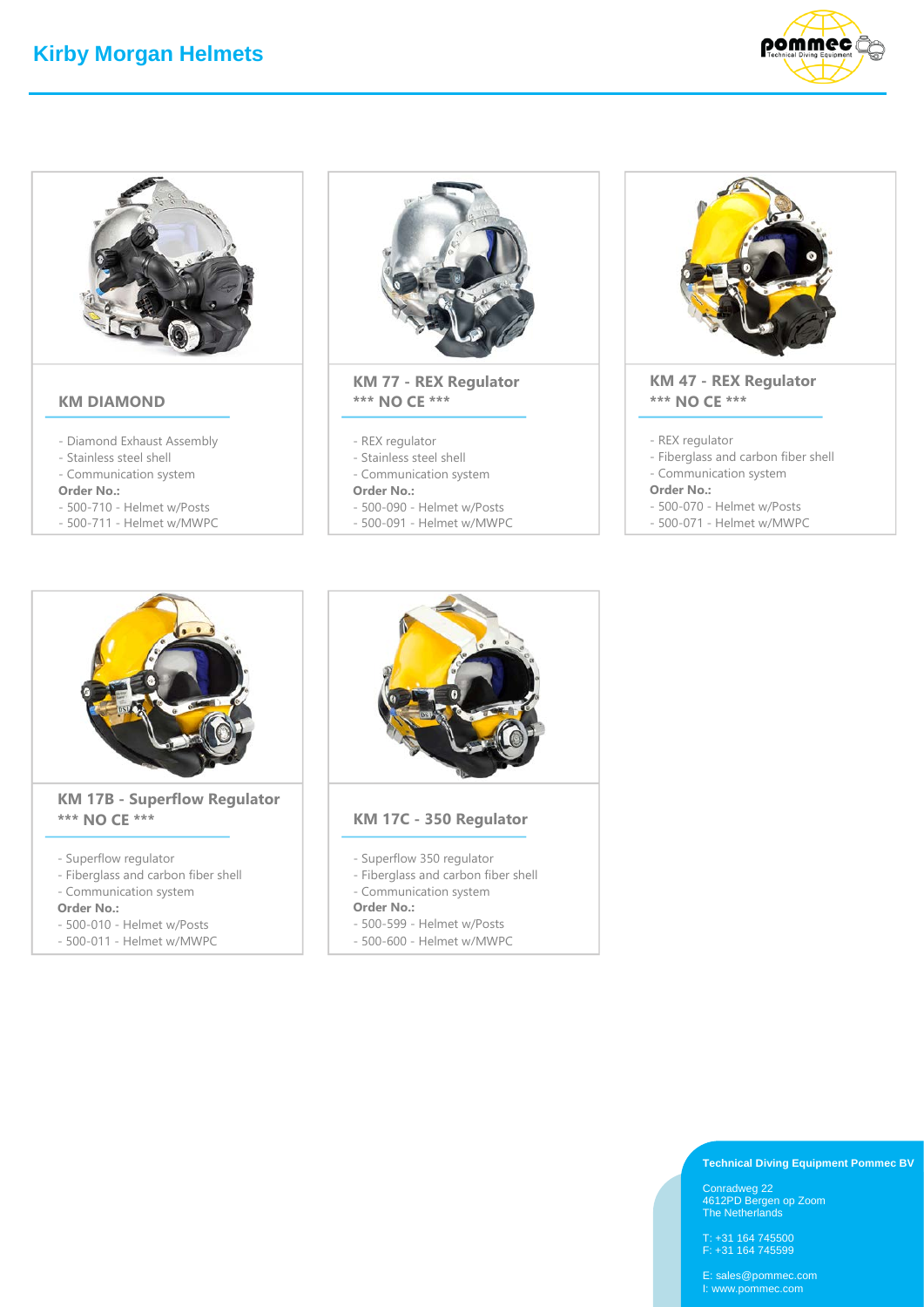# Kirby Morgan Helmets

### KM DIAMOND

- Diamond Exhaust Assembly
- Stainless steel shell
- Communication system

**Order No.:**

- 500-710 - Helmet w/Posts
- 500-711 - Helmet w/MWPC

### KM 77 - REX Regulator
*** NO CE ***

- REX regulator
- Stainless steel shell
- Communication system

**Order No.:**

- 500-090 - Helmet w/Posts
- 500-091 - Helmet w/MWPC

### KM 47 - REX Regulator
*** NO CE ***

- REX regulator
- Fiberglass and carbon fiber shell
- Communication system

**Order No.:**

- 500-070 - Helmet w/Posts
- 500-071 - Helmet w/MWPC

### KM 17B - Superflow Regulator
*** NO CE ***

- Superflow regulator
- Fiberglass and carbon fiber shell
- Communication system

**Order No.:**

- 500-010 - Helmet w/Posts
- 500-011 - Helmet w/MWPC

### KM 17C - 350 Regulator

- Superflow 350 regulator
- Fiberglass and carbon fiber shell
- Communication system

**Order No.:**

- 500-599 - Helmet w/Posts
- 500-600 - Helmet w/MWPC

**Technical Diving Equipment Pommec BV**

Conradweg 22
4612PD Bergen op Zoom
The Netherlands

T: +31 164 745500
F: +31 164 745599

E: sales@pommec.com
I: www.pommec.com